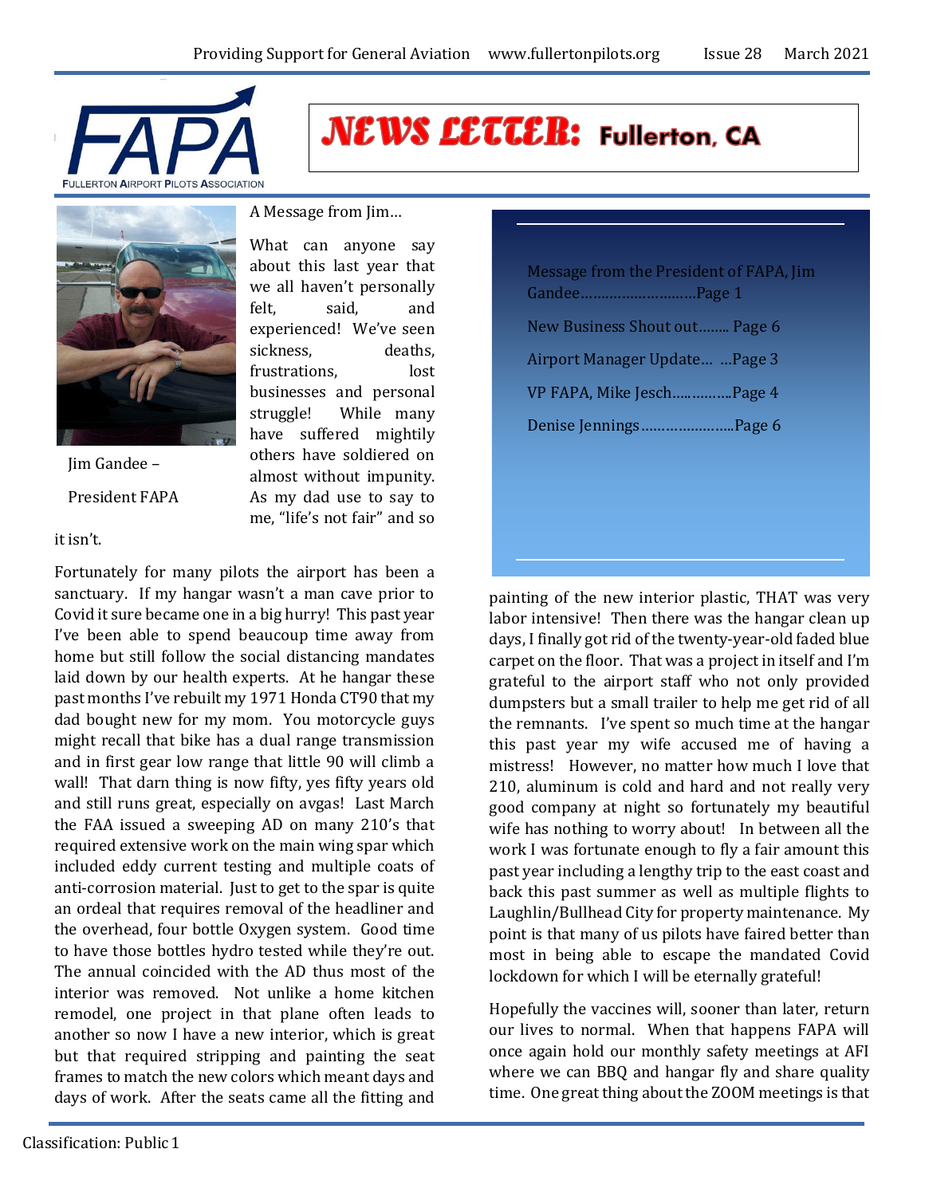# NEWS LETTER: Fullerton, CA

FULLERTON AIRPORT PILOTS ASSOCIATION

Message from the President of FAPA, Jim Gandee……………………….Page 1

New Business Shout out…….. Page 6

Airport Manager Update… …Page 3

VP FAPA, Mike Jesch……….….Page 4

Denise Jennings…………………..Page 6

Jim Gandee – President FAPA

A Message from Jim…

What can anyone say about this last year that we all haven't personally felt, said, and experienced! We've seen sickness, deaths, frustrations, lost businesses and personal struggle! While many have suffered mightily others have soldiered on almost without impunity. As my dad use to say to me, "life's not fair" and so it isn't.

Fortunately for many pilots the airport has been a sanctuary. If my hangar wasn't a man cave prior to Covid it sure became one in a big hurry! This past year I've been able to spend beaucoup time away from home but still follow the social distancing mandates laid down by our health experts. At he hangar these past months I've rebuilt my 1971 Honda CT90 that my dad bought new for my mom. You motorcycle guys might recall that bike has a dual range transmission and in first gear low range that little 90 will climb a wall! That darn thing is now fifty, yes fifty years old and still runs great, especially on avgas! Last March the FAA issued a sweeping AD on many 210's that required extensive work on the main wing spar which included eddy current testing and multiple coats of anti-corrosion material. Just to get to the spar is quite an ordeal that requires removal of the headliner and the overhead, four bottle Oxygen system. Good time to have those bottles hydro tested while they're out. The annual coincided with the AD thus most of the interior was removed. Not unlike a home kitchen remodel, one project in that plane often leads to another so now I have a new interior, which is great but that required stripping and painting the seat frames to match the new colors which meant days and days of work. After the seats came all the fitting and painting of the new interior plastic, THAT was very labor intensive! Then there was the hangar clean up days, I finally got rid of the twenty-year-old faded blue carpet on the floor. That was a project in itself and I'm grateful to the airport staff who not only provided dumpsters but a small trailer to help me get rid of all the remnants. I've spent so much time at the hangar this past year my wife accused me of having a mistress! However, no matter how much I love that 210, aluminum is cold and hard and not really very good company at night so fortunately my beautiful wife has nothing to worry about! In between all the work I was fortunate enough to fly a fair amount this past year including a lengthy trip to the east coast and back this past summer as well as multiple flights to Laughlin/Bullhead City for property maintenance. My point is that many of us pilots have faired better than most in being able to escape the mandated Covid lockdown for which I will be eternally grateful!

Hopefully the vaccines will, sooner than later, return our lives to normal. When that happens FAPA will once again hold our monthly safety meetings at AFI where we can BBQ and hangar fly and share quality time. One great thing about the ZOOM meetings is that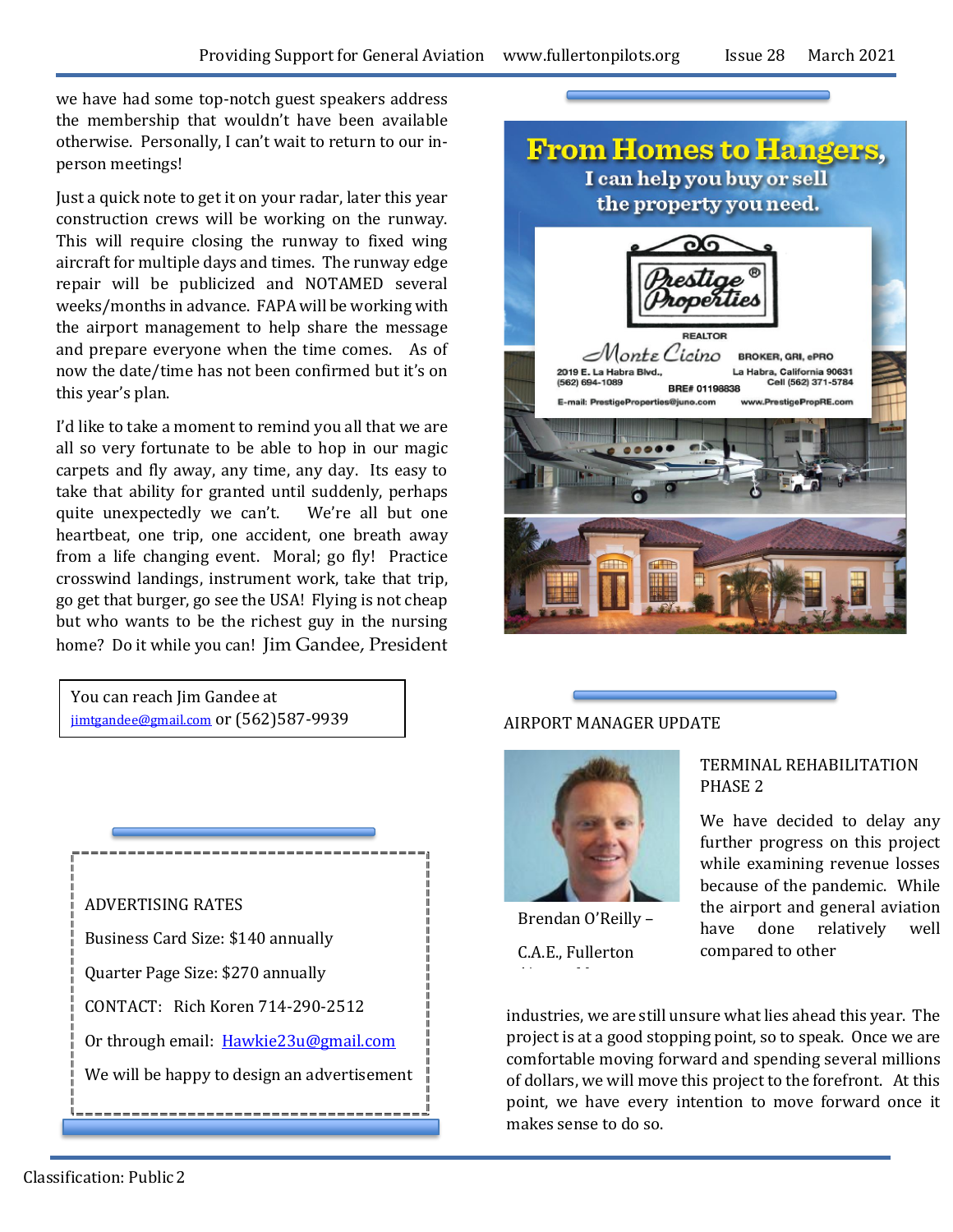we have had some top-notch guest speakers address the membership that wouldn't have been available otherwise. Personally, I can't wait to return to our in-person meetings!

Just a quick note to get it on your radar, later this year construction crews will be working on the runway. This will require closing the runway to fixed wing aircraft for multiple days and times. The runway edge repair will be publicized and NOTAMED several weeks/months in advance. FAPA will be working with the airport management to help share the message and prepare everyone when the time comes. As of now the date/time has not been confirmed but it's on this year's plan.

I'd like to take a moment to remind you all that we are all so very fortunate to be able to hop in our magic carpets and fly away, any time, any day. Its easy to take that ability for granted until suddenly, perhaps quite unexpectedly we can't. We're all but one heartbeat, one trip, one accident, one breath away from a life changing event. Moral; go fly! Practice crosswind landings, instrument work, take that trip, go get that burger, go see the USA! Flying is not cheap but who wants to be the richest guy in the nursing home? Do it while you can! Jim Gandee, President

You can reach Jim Gandee at jimtgandee@gmail.com or (562)587-9939

ADVERTISING RATES

Business Card Size: $140 annually

Quarter Page Size: $270 annually

CONTACT: Rich Koren 714-290-2512

Or through email: Hawkie23u@gmail.com

We will be happy to design an advertisement

**From Homes to Hangers,**
I can help you buy or sell the property you need.

Prestige Properties®
REALTOR
Monte Cicino BROKER, GRI, ePRO
2019 E. La Habra Blvd., (562) 694-1089
La Habra, California 90631 Cell (562) 371-5784
BRE# 01198838
E-mail: PrestigeProperties@juno.com www.PrestigePropRE.com

AIRPORT MANAGER UPDATE

Brendan O'Reilly – C.A.E., Fullerton

TERMINAL REHABILITATION PHASE 2

We have decided to delay any further progress on this project while examining revenue losses because of the pandemic. While the airport and general aviation have done relatively well compared to other industries, we are still unsure what lies ahead this year. The project is at a good stopping point, so to speak. Once we are comfortable moving forward and spending several millions of dollars, we will move this project to the forefront. At this point, we have every intention to move forward once it makes sense to do so.

Classification: Public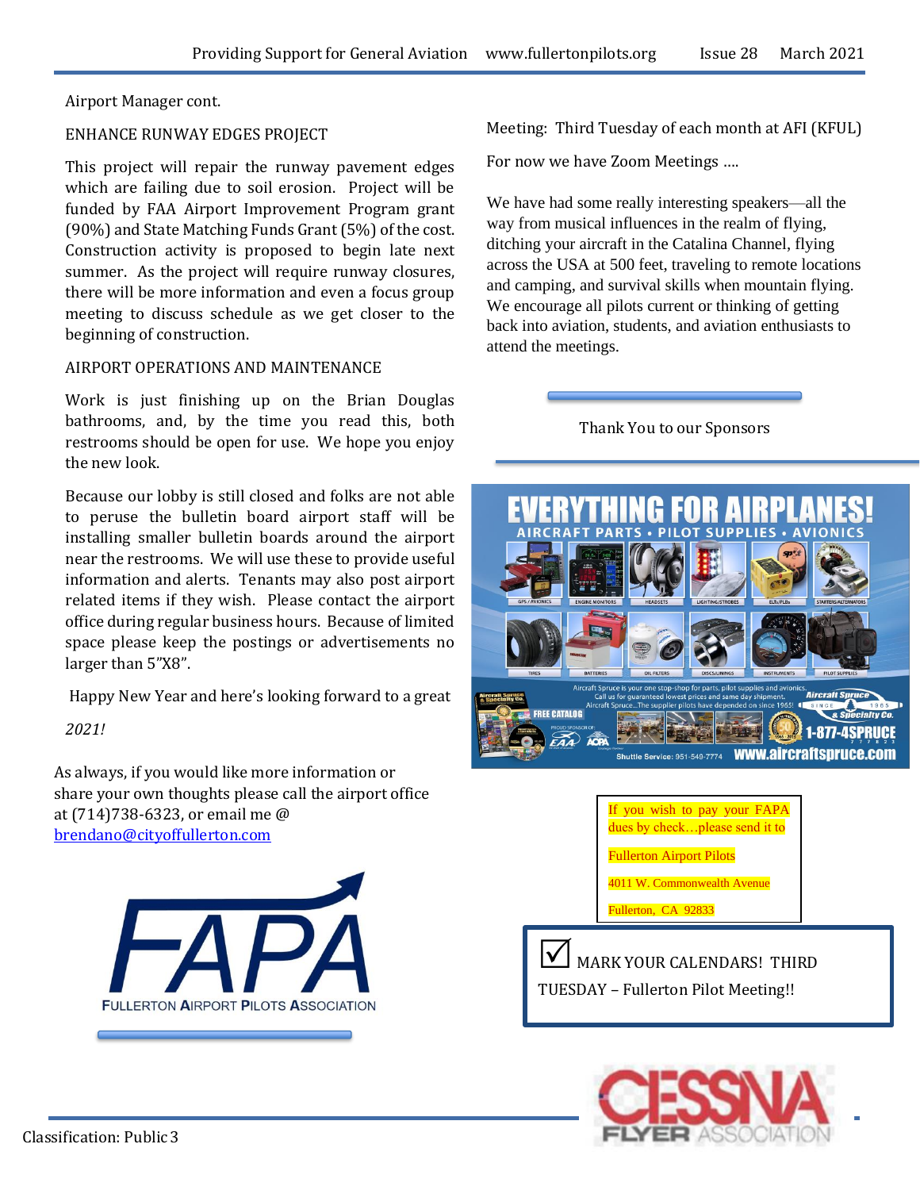Airport Manager cont.

ENHANCE RUNWAY EDGES PROJECT

This project will repair the runway pavement edges which are failing due to soil erosion. Project will be funded by FAA Airport Improvement Program grant (90%) and State Matching Funds Grant (5%) of the cost. Construction activity is proposed to begin late next summer. As the project will require runway closures, there will be more information and even a focus group meeting to discuss schedule as we get closer to the beginning of construction.

AIRPORT OPERATIONS AND MAINTENANCE

Work is just finishing up on the Brian Douglas bathrooms, and, by the time you read this, both restrooms should be open for use. We hope you enjoy the new look.

Because our lobby is still closed and folks are not able to peruse the bulletin board airport staff will be installing smaller bulletin boards around the airport near the restrooms. We will use these to provide useful information and alerts. Tenants may also post airport related items if they wish. Please contact the airport office during regular business hours. Because of limited space please keep the postings or advertisements no larger than 5"X8".

Happy New Year and here's looking forward to a great

*2021!*

As always, if you would like more information or share your own thoughts please call the airport office at (714)738-6323, or email me @ [brendano@cityoffullerton.com](mailto:brendano@cityoffullerton.com)

FULLERTON AIRPORT PILOTS ASSOCIATION

Meeting: Third Tuesday of each month at AFI (KFUL)

For now we have Zoom Meetings ....

We have had some really interesting speakers—all the way from musical influences in the realm of flying, ditching your aircraft in the Catalina Channel, flying across the USA at 500 feet, traveling to remote locations and camping, and survival skills when mountain flying. We encourage all pilots current or thinking of getting back into aviation, students, and aviation enthusiasts to attend the meetings.

Thank You to our Sponsors

If you wish to pay your FAPA dues by check…please send it to

Fullerton Airport Pilots

4011 W. Commonwealth Avenue

Fullerton, CA 92833

☑ MARK YOUR CALENDARS! THIRD TUESDAY – Fullerton Pilot Meeting!!

Classification: Public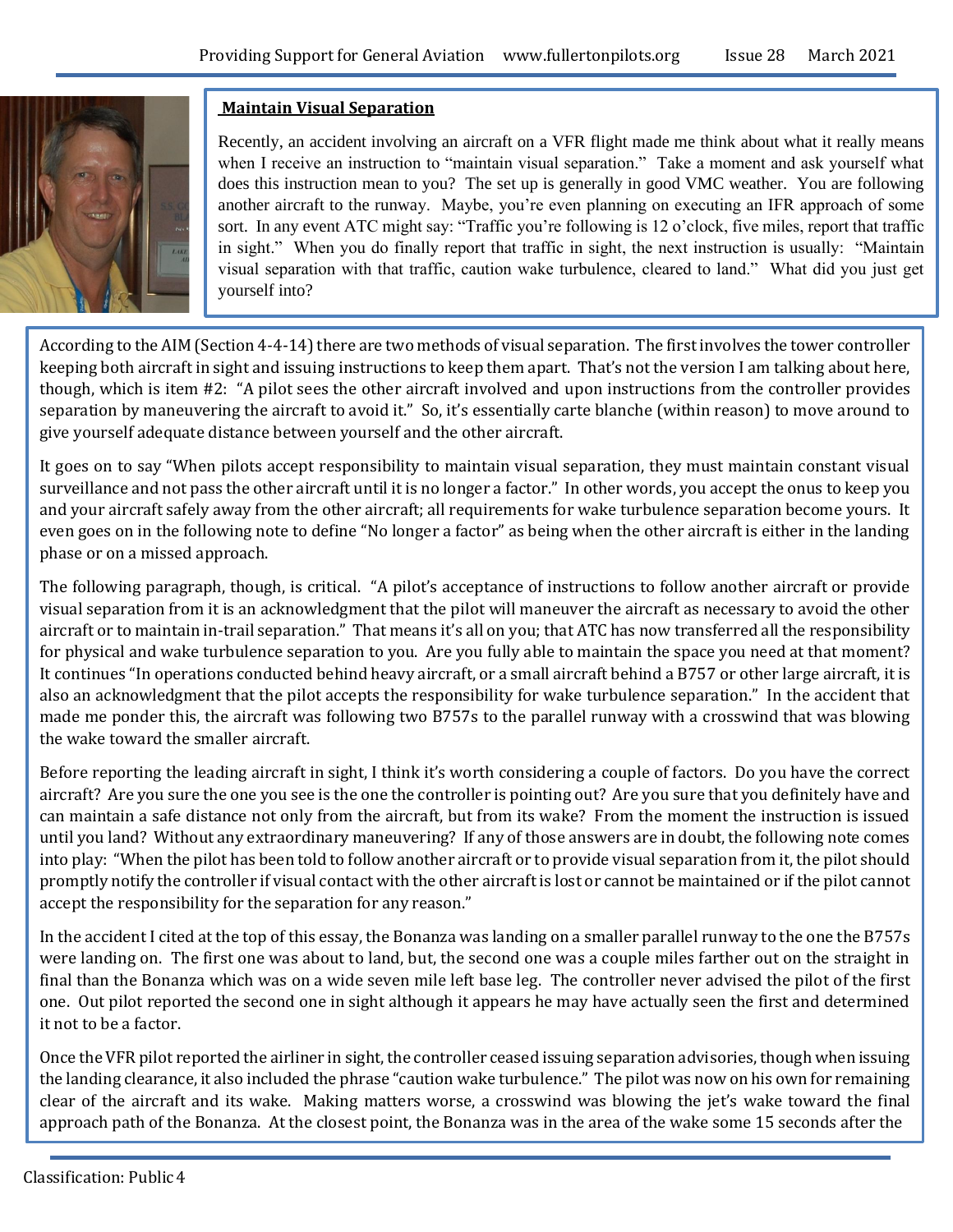## Maintain Visual Separation

Recently, an accident involving an aircraft on a VFR flight made me think about what it really means when I receive an instruction to "maintain visual separation." Take a moment and ask yourself what does this instruction mean to you? The set up is generally in good VMC weather. You are following another aircraft to the runway. Maybe, you're even planning on executing an IFR approach of some sort. In any event ATC might say: "Traffic you're following is 12 o'clock, five miles, report that traffic in sight." When you do finally report that traffic in sight, the next instruction is usually: "Maintain visual separation with that traffic, caution wake turbulence, cleared to land." What did you just get yourself into?

According to the AIM (Section 4-4-14) there are two methods of visual separation. The first involves the tower controller keeping both aircraft in sight and issuing instructions to keep them apart. That's not the version I am talking about here, though, which is item #2: "A pilot sees the other aircraft involved and upon instructions from the controller provides separation by maneuvering the aircraft to avoid it." So, it's essentially carte blanche (within reason) to move around to give yourself adequate distance between yourself and the other aircraft.

It goes on to say "When pilots accept responsibility to maintain visual separation, they must maintain constant visual surveillance and not pass the other aircraft until it is no longer a factor." In other words, you accept the onus to keep you and your aircraft safely away from the other aircraft; all requirements for wake turbulence separation become yours. It even goes on in the following note to define "No longer a factor" as being when the other aircraft is either in the landing phase or on a missed approach.

The following paragraph, though, is critical. "A pilot's acceptance of instructions to follow another aircraft or provide visual separation from it is an acknowledgment that the pilot will maneuver the aircraft as necessary to avoid the other aircraft or to maintain in-trail separation." That means it's all on you; that ATC has now transferred all the responsibility for physical and wake turbulence separation to you. Are you fully able to maintain the space you need at that moment? It continues "In operations conducted behind heavy aircraft, or a small aircraft behind a B757 or other large aircraft, it is also an acknowledgment that the pilot accepts the responsibility for wake turbulence separation." In the accident that made me ponder this, the aircraft was following two B757s to the parallel runway with a crosswind that was blowing the wake toward the smaller aircraft.

Before reporting the leading aircraft in sight, I think it's worth considering a couple of factors. Do you have the correct aircraft? Are you sure the one you see is the one the controller is pointing out? Are you sure that you definitely have and can maintain a safe distance not only from the aircraft, but from its wake? From the moment the instruction is issued until you land? Without any extraordinary maneuvering? If any of those answers are in doubt, the following note comes into play: "When the pilot has been told to follow another aircraft or to provide visual separation from it, the pilot should promptly notify the controller if visual contact with the other aircraft is lost or cannot be maintained or if the pilot cannot accept the responsibility for the separation for any reason."

In the accident I cited at the top of this essay, the Bonanza was landing on a smaller parallel runway to the one the B757s were landing on. The first one was about to land, but, the second one was a couple miles farther out on the straight in final than the Bonanza which was on a wide seven mile left base leg. The controller never advised the pilot of the first one. Out pilot reported the second one in sight although it appears he may have actually seen the first and determined it not to be a factor.

Once the VFR pilot reported the airliner in sight, the controller ceased issuing separation advisories, though when issuing the landing clearance, it also included the phrase "caution wake turbulence." The pilot was now on his own for remaining clear of the aircraft and its wake. Making matters worse, a crosswind was blowing the jet's wake toward the final approach path of the Bonanza. At the closest point, the Bonanza was in the area of the wake some 15 seconds after the

Classification: Public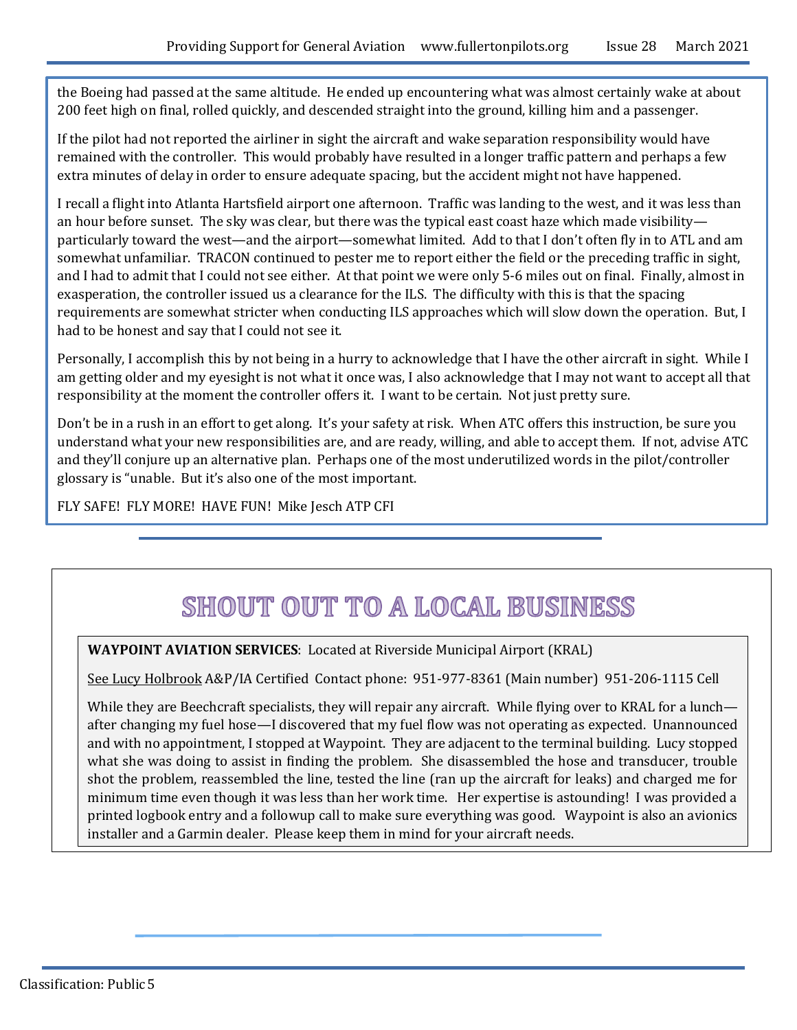the Boeing had passed at the same altitude. He ended up encountering what was almost certainly wake at about 200 feet high on final, rolled quickly, and descended straight into the ground, killing him and a passenger.

If the pilot had not reported the airliner in sight the aircraft and wake separation responsibility would have remained with the controller. This would probably have resulted in a longer traffic pattern and perhaps a few extra minutes of delay in order to ensure adequate spacing, but the accident might not have happened.

I recall a flight into Atlanta Hartsfield airport one afternoon. Traffic was landing to the west, and it was less than an hour before sunset. The sky was clear, but there was the typical east coast haze which made visibility—particularly toward the west—and the airport—somewhat limited. Add to that I don't often fly in to ATL and am somewhat unfamiliar. TRACON continued to pester me to report either the field or the preceding traffic in sight, and I had to admit that I could not see either. At that point we were only 5-6 miles out on final. Finally, almost in exasperation, the controller issued us a clearance for the ILS. The difficulty with this is that the spacing requirements are somewhat stricter when conducting ILS approaches which will slow down the operation. But, I had to be honest and say that I could not see it.

Personally, I accomplish this by not being in a hurry to acknowledge that I have the other aircraft in sight. While I am getting older and my eyesight is not what it once was, I also acknowledge that I may not want to accept all that responsibility at the moment the controller offers it. I want to be certain. Not just pretty sure.

Don't be in a rush in an effort to get along. It's your safety at risk. When ATC offers this instruction, be sure you understand what your new responsibilities are, and are ready, willing, and able to accept them. If not, advise ATC and they'll conjure up an alternative plan. Perhaps one of the most underutilized words in the pilot/controller glossary is "unable. But it's also one of the most important.

FLY SAFE! FLY MORE! HAVE FUN! Mike Jesch ATP CFI

# SHOUT OUT TO A LOCAL BUSINESS

**WAYPOINT AVIATION SERVICES**: Located at Riverside Municipal Airport (KRAL)

See Lucy Holbrook A&P/IA Certified Contact phone: 951-977-8361 (Main number) 951-206-1115 Cell

While they are Beechcraft specialists, they will repair any aircraft. While flying over to KRAL for a lunch—after changing my fuel hose—I discovered that my fuel flow was not operating as expected. Unannounced and with no appointment, I stopped at Waypoint. They are adjacent to the terminal building. Lucy stopped what she was doing to assist in finding the problem. She disassembled the hose and transducer, trouble shot the problem, reassembled the line, tested the line (ran up the aircraft for leaks) and charged me for minimum time even though it was less than her work time. Her expertise is astounding! I was provided a printed logbook entry and a followup call to make sure everything was good. Waypoint is also an avionics installer and a Garmin dealer. Please keep them in mind for your aircraft needs.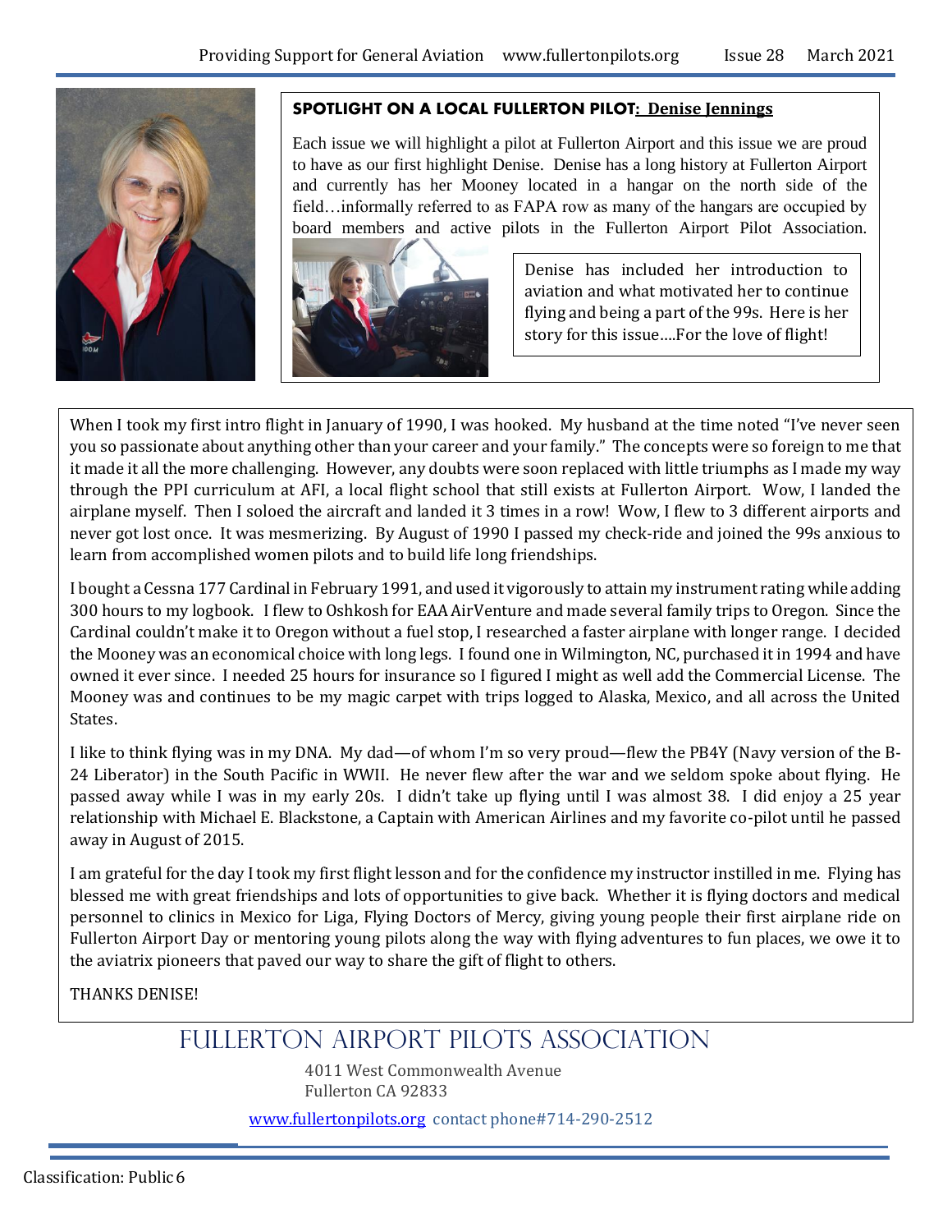## SPOTLIGHT ON A LOCAL FULLERTON PILOT: Denise Jennings

Each issue we will highlight a pilot at Fullerton Airport and this issue we are proud to have as our first highlight Denise. Denise has a long history at Fullerton Airport and currently has her Mooney located in a hangar on the north side of the field…informally referred to as FAPA row as many of the hangars are occupied by board members and active pilots in the Fullerton Airport Pilot Association.

Denise has included her introduction to aviation and what motivated her to continue flying and being a part of the 99s. Here is her story for this issue....For the love of flight!

When I took my first intro flight in January of 1990, I was hooked. My husband at the time noted "I've never seen you so passionate about anything other than your career and your family." The concepts were so foreign to me that it made it all the more challenging. However, any doubts were soon replaced with little triumphs as I made my way through the PPI curriculum at AFI, a local flight school that still exists at Fullerton Airport. Wow, I landed the airplane myself. Then I soloed the aircraft and landed it 3 times in a row! Wow, I flew to 3 different airports and never got lost once. It was mesmerizing. By August of 1990 I passed my check-ride and joined the 99s anxious to learn from accomplished women pilots and to build life long friendships.

I bought a Cessna 177 Cardinal in February 1991, and used it vigorously to attain my instrument rating while adding 300 hours to my logbook. I flew to Oshkosh for EAA AirVenture and made several family trips to Oregon. Since the Cardinal couldn't make it to Oregon without a fuel stop, I researched a faster airplane with longer range. I decided the Mooney was an economical choice with long legs. I found one in Wilmington, NC, purchased it in 1994 and have owned it ever since. I needed 25 hours for insurance so I figured I might as well add the Commercial License. The Mooney was and continues to be my magic carpet with trips logged to Alaska, Mexico, and all across the United States.

I like to think flying was in my DNA. My dad—of whom I'm so very proud—flew the PB4Y (Navy version of the B-24 Liberator) in the South Pacific in WWII. He never flew after the war and we seldom spoke about flying. He passed away while I was in my early 20s. I didn't take up flying until I was almost 38. I did enjoy a 25 year relationship with Michael E. Blackstone, a Captain with American Airlines and my favorite co-pilot until he passed away in August of 2015.

I am grateful for the day I took my first flight lesson and for the confidence my instructor instilled in me. Flying has blessed me with great friendships and lots of opportunities to give back. Whether it is flying doctors and medical personnel to clinics in Mexico for Liga, Flying Doctors of Mercy, giving young people their first airplane ride on Fullerton Airport Day or mentoring young pilots along the way with flying adventures to fun places, we owe it to the aviatrix pioneers that paved our way to share the gift of flight to others.

THANKS DENISE!

## FULLERTON AIRPORT PILOTS ASSOCIATION

4011 West Commonwealth Avenue
Fullerton CA 92833

www.fullertonpilots.org contact phone#714-290-2512

Classification: Public